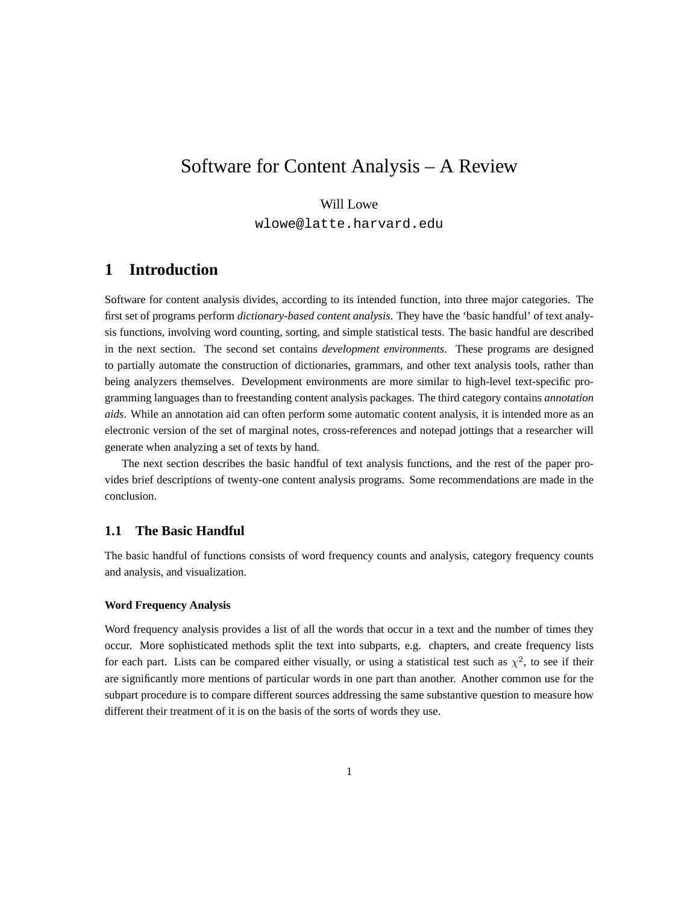# Software for Content Analysis – A Review

Will Lowe
wlowe@latte.harvard.edu

## 1 Introduction

Software for content analysis divides, according to its intended function, into three major categories. The first set of programs perform *dictionary-based content analysis*. They have the 'basic handful' of text analysis functions, involving word counting, sorting, and simple statistical tests. The basic handful are described in the next section. The second set contains *development environments*. These programs are designed to partially automate the construction of dictionaries, grammars, and other text analysis tools, rather than being analyzers themselves. Development environments are more similar to high-level text-specific programming languages than to freestanding content analysis packages. The third category contains *annotation aids*. While an annotation aid can often perform some automatic content analysis, it is intended more as an electronic version of the set of marginal notes, cross-references and notepad jottings that a researcher will generate when analyzing a set of texts by hand.

The next section describes the basic handful of text analysis functions, and the rest of the paper provides brief descriptions of twenty-one content analysis programs. Some recommendations are made in the conclusion.

### 1.1 The Basic Handful

The basic handful of functions consists of word frequency counts and analysis, category frequency counts and analysis, and visualization.

#### Word Frequency Analysis

Word frequency analysis provides a list of all the words that occur in a text and the number of times they occur. More sophisticated methods split the text into subparts, e.g. chapters, and create frequency lists for each part. Lists can be compared either visually, or using a statistical test such as $\chi^2$, to see if their are significantly more mentions of particular words in one part than another. Another common use for the subpart procedure is to compare different sources addressing the same substantive question to measure how different their treatment of it is on the basis of the sorts of words they use.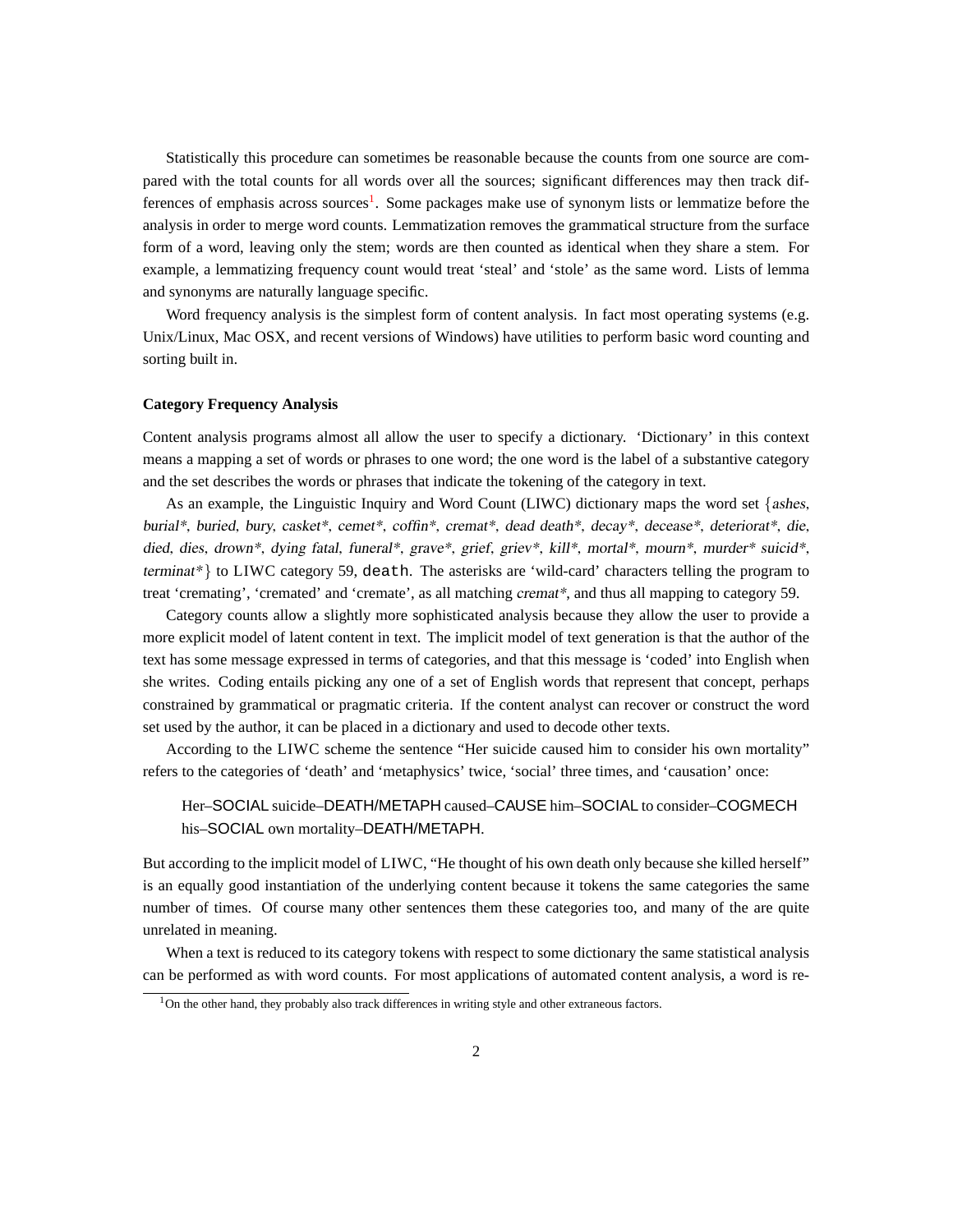Statistically this procedure can sometimes be reasonable because the counts from one source are compared with the total counts for all words over all the sources; significant differences may then track differences of emphasis across sources[1]. Some packages make use of synonym lists or lemmatize before the analysis in order to merge word counts. Lemmatization removes the grammatical structure from the surface form of a word, leaving only the stem; words are then counted as identical when they share a stem. For example, a lemmatizing frequency count would treat 'steal' and 'stole' as the same word. Lists of lemma and synonyms are naturally language specific.

Word frequency analysis is the simplest form of content analysis. In fact most operating systems (e.g. Unix/Linux, Mac OSX, and recent versions of Windows) have utilities to perform basic word counting and sorting built in.

**Category Frequency Analysis**

Content analysis programs almost all allow the user to specify a dictionary. 'Dictionary' in this context means a mapping a set of words or phrases to one word; the one word is the label of a substantive category and the set describes the words or phrases that indicate the tokening of the category in text.

As an example, the Linguistic Inquiry and Word Count (LIWC) dictionary maps the word set {*ashes*, *burial**, *buried*, *bury*, *casket**, *cemet**, *coffin**, *cremat**, *dead death**, *decay**, *decease**, *deteriorat**, *die*, *died*, *dies*, *drown**, *dying fatal*, *funeral**, *grave**, *grief*, *griev**, *kill**, *mortal**, *mourn**, *murder* suicid**, *terminat**} to LIWC category 59, `death`. The asterisks are 'wild-card' characters telling the program to treat 'cremating', 'cremated' and 'cremate', as all matching *cremat**, and thus all mapping to category 59.

Category counts allow a slightly more sophisticated analysis because they allow the user to provide a more explicit model of latent content in text. The implicit model of text generation is that the author of the text has some message expressed in terms of categories, and that this message is 'coded' into English when she writes. Coding entails picking any one of a set of English words that represent that concept, perhaps constrained by grammatical or pragmatic criteria. If the content analyst can recover or construct the word set used by the author, it can be placed in a dictionary and used to decode other texts.

According to the LIWC scheme the sentence "Her suicide caused him to consider his own mortality" refers to the categories of 'death' and 'metaphysics' twice, 'social' three times, and 'causation' once:

> Her–SOCIAL suicide–DEATH/METAPH caused–CAUSE him–SOCIAL to consider–COGMECH his–SOCIAL own mortality–DEATH/METAPH.

But according to the implicit model of LIWC, "He thought of his own death only because she killed herself" is an equally good instantiation of the underlying content because it tokens the same categories the same number of times. Of course many other sentences them these categories too, and many of the are quite unrelated in meaning.

When a text is reduced to its category tokens with respect to some dictionary the same statistical analysis can be performed as with word counts. For most applications of automated content analysis, a word is re-

[1] On the other hand, they probably also track differences in writing style and other extraneous factors.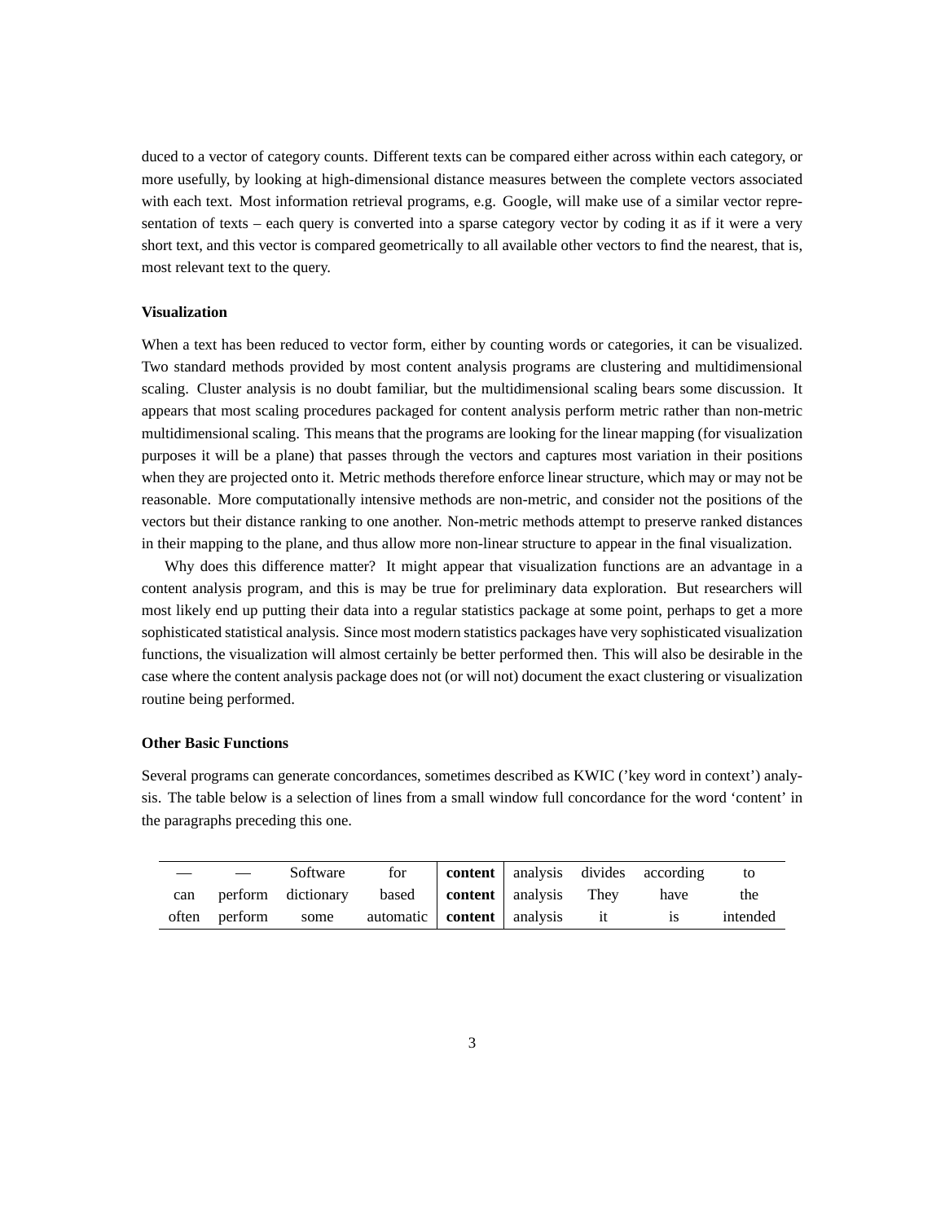duced to a vector of category counts. Different texts can be compared either across within each category, or more usefully, by looking at high-dimensional distance measures between the complete vectors associated with each text. Most information retrieval programs, e.g. Google, will make use of a similar vector representation of texts – each query is converted into a sparse category vector by coding it as if it were a very short text, and this vector is compared geometrically to all available other vectors to find the nearest, that is, most relevant text to the query.

#### Visualization

When a text has been reduced to vector form, either by counting words or categories, it can be visualized. Two standard methods provided by most content analysis programs are clustering and multidimensional scaling. Cluster analysis is no doubt familiar, but the multidimensional scaling bears some discussion. It appears that most scaling procedures packaged for content analysis perform metric rather than non-metric multidimensional scaling. This means that the programs are looking for the linear mapping (for visualization purposes it will be a plane) that passes through the vectors and captures most variation in their positions when they are projected onto it. Metric methods therefore enforce linear structure, which may or may not be reasonable. More computationally intensive methods are non-metric, and consider not the positions of the vectors but their distance ranking to one another. Non-metric methods attempt to preserve ranked distances in their mapping to the plane, and thus allow more non-linear structure to appear in the final visualization.

Why does this difference matter? It might appear that visualization functions are an advantage in a content analysis program, and this is may be true for preliminary data exploration. But researchers will most likely end up putting their data into a regular statistics package at some point, perhaps to get a more sophisticated statistical analysis. Since most modern statistics packages have very sophisticated visualization functions, the visualization will almost certainly be better performed then. This will also be desirable in the case where the content analysis package does not (or will not) document the exact clustering or visualization routine being performed.

#### Other Basic Functions

Several programs can generate concordances, sometimes described as KWIC ('key word in context') analysis. The table below is a selection of lines from a small window full concordance for the word 'content' in the paragraphs preceding this one.

| | | | | | | | | |
|---|---|---|---|---|---|---|---|---|
| — | — | Software | for | **content** | analysis | divides | according | to |
| can | perform | dictionary | based | **content** | analysis | They | have | the |
| often | perform | some | automatic | **content** | analysis | it | is | intended |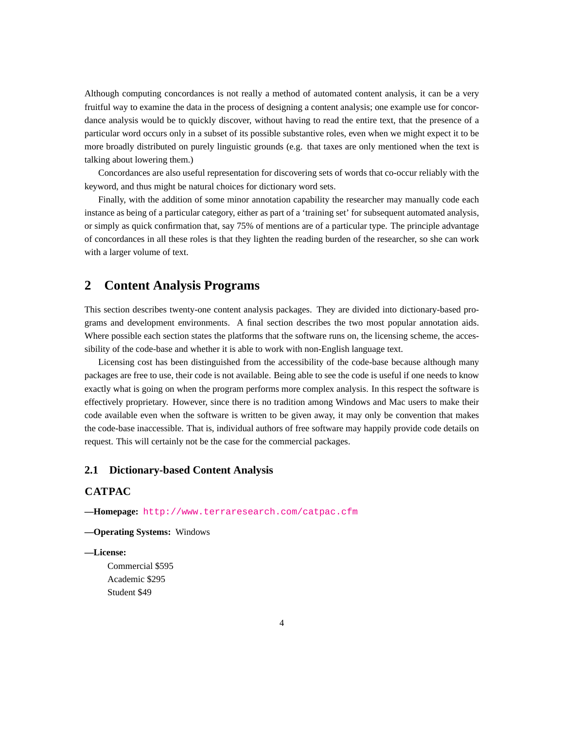Although computing concordances is not really a method of automated content analysis, it can be a very fruitful way to examine the data in the process of designing a content analysis; one example use for concordance analysis would be to quickly discover, without having to read the entire text, that the presence of a particular word occurs only in a subset of its possible substantive roles, even when we might expect it to be more broadly distributed on purely linguistic grounds (e.g. that taxes are only mentioned when the text is talking about lowering them.)

Concordances are also useful representation for discovering sets of words that co-occur reliably with the keyword, and thus might be natural choices for dictionary word sets.

Finally, with the addition of some minor annotation capability the researcher may manually code each instance as being of a particular category, either as part of a 'training set' for subsequent automated analysis, or simply as quick confirmation that, say 75% of mentions are of a particular type. The principle advantage of concordances in all these roles is that they lighten the reading burden of the researcher, so she can work with a larger volume of text.

## 2 Content Analysis Programs

This section describes twenty-one content analysis packages. They are divided into dictionary-based programs and development environments. A final section describes the two most popular annotation aids. Where possible each section states the platforms that the software runs on, the licensing scheme, the accessibility of the code-base and whether it is able to work with non-English language text.

Licensing cost has been distinguished from the accessibility of the code-base because although many packages are free to use, their code is not available. Being able to see the code is useful if one needs to know exactly what is going on when the program performs more complex analysis. In this respect the software is effectively proprietary. However, since there is no tradition among Windows and Mac users to make their code available even when the software is written to be given away, it may only be convention that makes the code-base inaccessible. That is, individual authors of free software may happily provide code details on request. This will certainly not be the case for the commercial packages.

### 2.1 Dictionary-based Content Analysis

#### CATPAC

**—Homepage:** `http://www.terraresearch.com/catpac.cfm`

**—Operating Systems:** Windows

**—License:**

Commercial $595
Academic $295
Student $49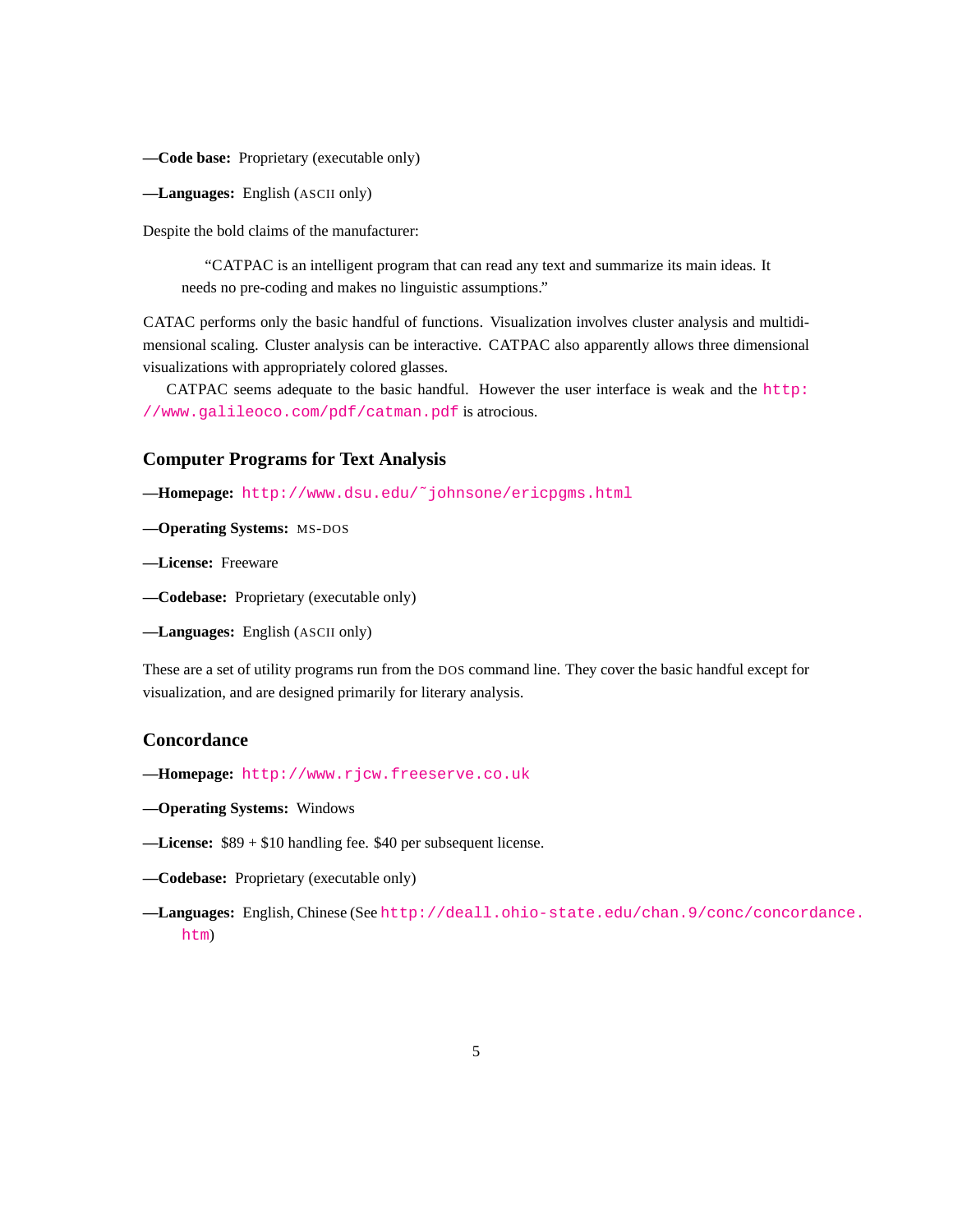—**Code base:** Proprietary (executable only)

—**Languages:** English (ASCII only)

Despite the bold claims of the manufacturer:

> "CATPAC is an intelligent program that can read any text and summarize its main ideas. It needs no pre-coding and makes no linguistic assumptions."

CATAC performs only the basic handful of functions. Visualization involves cluster analysis and multidimensional scaling. Cluster analysis can be interactive. CATPAC also apparently allows three dimensional visualizations with appropriately colored glasses.

CATPAC seems adequate to the basic handful. However the user interface is weak and the http://www.galileoco.com/pdf/catman.pdf is atrocious.

### Computer Programs for Text Analysis

—**Homepage:** http://www.dsu.edu/~johnsone/ericpgms.html

—**Operating Systems:** MS-DOS

—**License:** Freeware

—**Codebase:** Proprietary (executable only)

—**Languages:** English (ASCII only)

These are a set of utility programs run from the DOS command line. They cover the basic handful except for visualization, and are designed primarily for literary analysis.

### Concordance

—**Homepage:** http://www.rjcw.freeserve.co.uk

—**Operating Systems:** Windows

—**License:** $89 + $10 handling fee. $40 per subsequent license.

—**Codebase:** Proprietary (executable only)

—**Languages:** English, Chinese (See http://deall.ohio-state.edu/chan.9/conc/concordance.htm)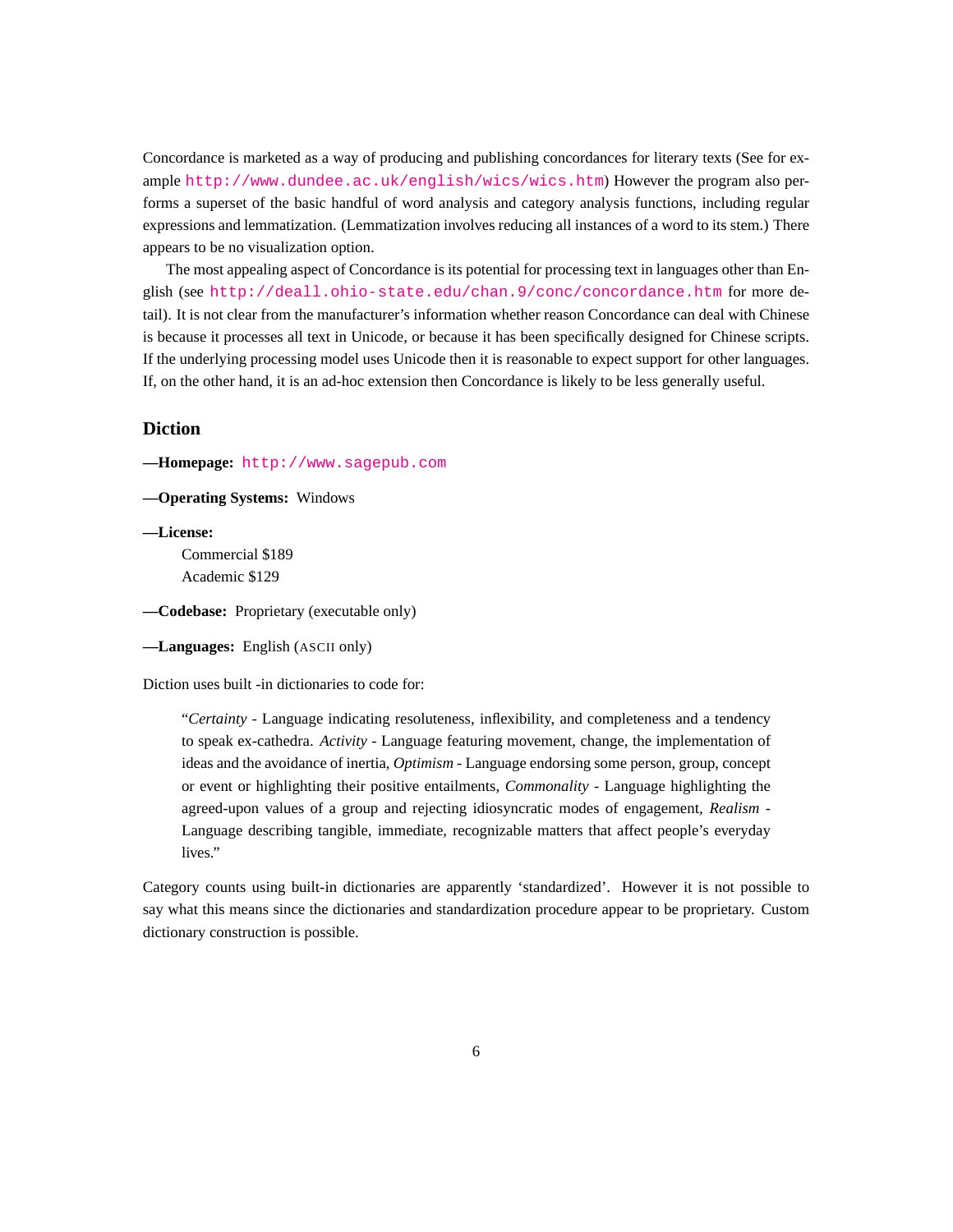Concordance is marketed as a way of producing and publishing concordances for literary texts (See for example `http://www.dundee.ac.uk/english/wics/wics.htm`) However the program also performs a superset of the basic handful of word analysis and category analysis functions, including regular expressions and lemmatization. (Lemmatization involves reducing all instances of a word to its stem.) There appears to be no visualization option.

The most appealing aspect of Concordance is its potential for processing text in languages other than English (see `http://deall.ohio-state.edu/chan.9/conc/concordance.htm` for more detail). It is not clear from the manufacturer's information whether reason Concordance can deal with Chinese is because it processes all text in Unicode, or because it has been specifically designed for Chinese scripts. If the underlying processing model uses Unicode then it is reasonable to expect support for other languages. If, on the other hand, it is an ad-hoc extension then Concordance is likely to be less generally useful.

## Diction

**—Homepage:** `http://www.sagepub.com`

**—Operating Systems:** Windows

**—License:**
Commercial $189
Academic $129

**—Codebase:** Proprietary (executable only)

**—Languages:** English (ASCII only)

Diction uses built -in dictionaries to code for:

> "*Certainty* - Language indicating resoluteness, inflexibility, and completeness and a tendency to speak ex-cathedra. *Activity* - Language featuring movement, change, the implementation of ideas and the avoidance of inertia, *Optimism* - Language endorsing some person, group, concept or event or highlighting their positive entailments, *Commonality* - Language highlighting the agreed-upon values of a group and rejecting idiosyncratic modes of engagement, *Realism* - Language describing tangible, immediate, recognizable matters that affect people's everyday lives."

Category counts using built-in dictionaries are apparently 'standardized'. However it is not possible to say what this means since the dictionaries and standardization procedure appear to be proprietary. Custom dictionary construction is possible.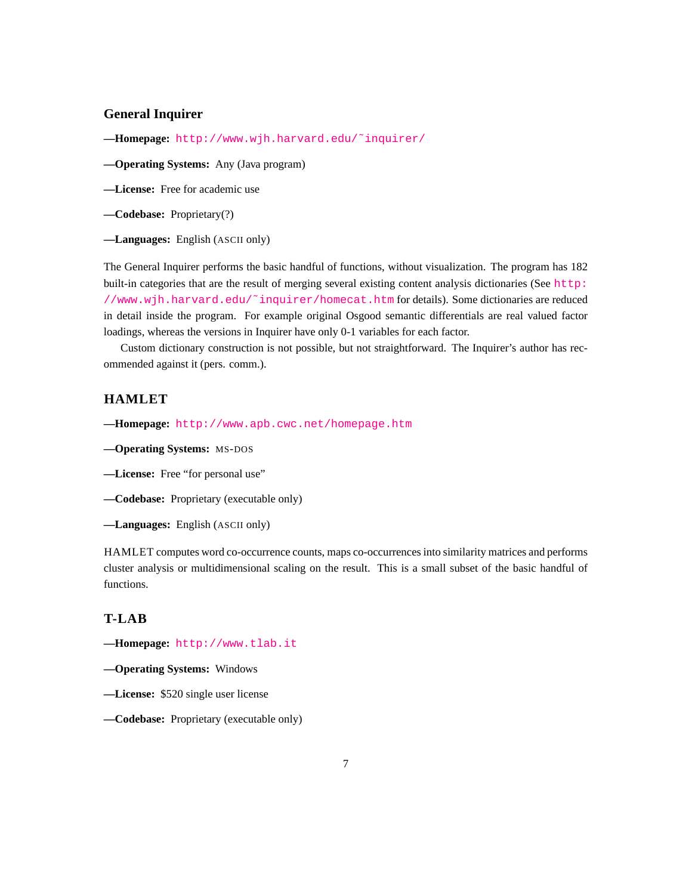## General Inquirer

—**Homepage:** http://www.wjh.harvard.edu/~inquirer/

—**Operating Systems:** Any (Java program)

—**License:** Free for academic use

—**Codebase:** Proprietary(?)

—**Languages:** English (ASCII only)

The General Inquirer performs the basic handful of functions, without visualization. The program has 182 built-in categories that are the result of merging several existing content analysis dictionaries (See http://www.wjh.harvard.edu/~inquirer/homecat.htm for details). Some dictionaries are reduced in detail inside the program. For example original Osgood semantic differentials are real valued factor loadings, whereas the versions in Inquirer have only 0-1 variables for each factor.

Custom dictionary construction is not possible, but not straightforward. The Inquirer's author has recommended against it (pers. comm.).

## HAMLET

—**Homepage:** http://www.apb.cwc.net/homepage.htm

—**Operating Systems:** MS-DOS

—**License:** Free "for personal use"

—**Codebase:** Proprietary (executable only)

—**Languages:** English (ASCII only)

HAMLET computes word co-occurrence counts, maps co-occurrences into similarity matrices and performs cluster analysis or multidimensional scaling on the result. This is a small subset of the basic handful of functions.

## T-LAB

—**Homepage:** http://www.tlab.it

—**Operating Systems:** Windows

—**License:** $520 single user license

—**Codebase:** Proprietary (executable only)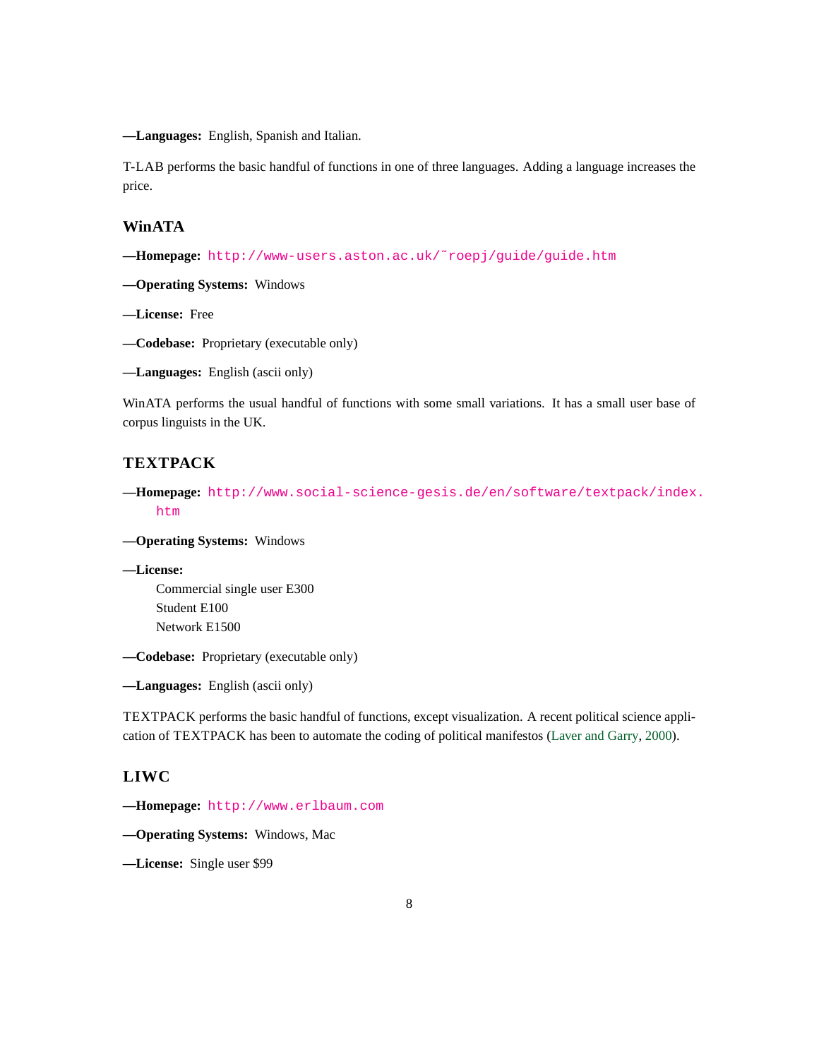**—Languages:** English, Spanish and Italian.

T-LAB performs the basic handful of functions in one of three languages. Adding a language increases the price.

### WinATA

**—Homepage:** http://www-users.aston.ac.uk/~roepj/guide/guide.htm

**—Operating Systems:** Windows

**—License:** Free

**—Codebase:** Proprietary (executable only)

**—Languages:** English (ascii only)

WinATA performs the usual handful of functions with some small variations. It has a small user base of corpus linguists in the UK.

### TEXTPACK

**—Homepage:** http://www.social-science-gesis.de/en/software/textpack/index.htm

**—Operating Systems:** Windows

**—License:**
Commercial single user E300
Student E100
Network E1500

**—Codebase:** Proprietary (executable only)

**—Languages:** English (ascii only)

TEXTPACK performs the basic handful of functions, except visualization. A recent political science application of TEXTPACK has been to automate the coding of political manifestos (Laver and Garry, 2000).

### LIWC

**—Homepage:** http://www.erlbaum.com

**—Operating Systems:** Windows, Mac

**—License:** Single user $99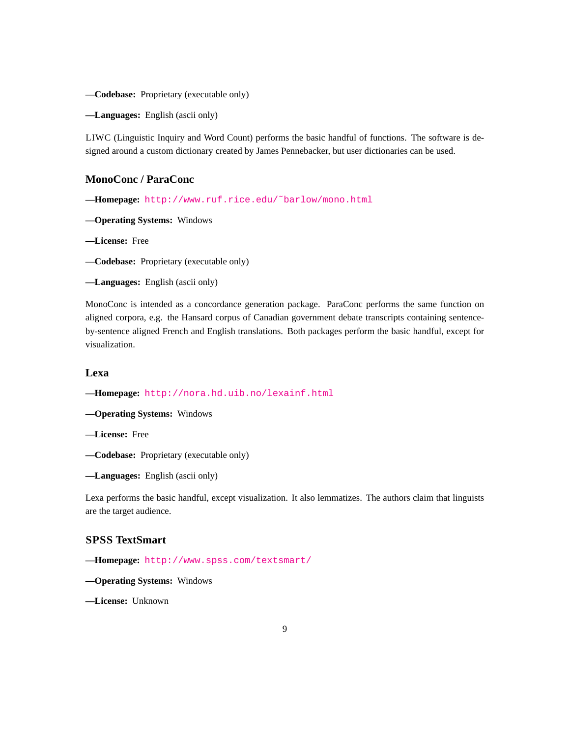**—Codebase:** Proprietary (executable only)

**—Languages:** English (ascii only)

LIWC (Linguistic Inquiry and Word Count) performs the basic handful of functions. The software is designed around a custom dictionary created by James Pennebacker, but user dictionaries can be used.

### MonoConc / ParaConc

**—Homepage:** http://www.ruf.rice.edu/~barlow/mono.html

**—Operating Systems:** Windows

**—License:** Free

**—Codebase:** Proprietary (executable only)

**—Languages:** English (ascii only)

MonoConc is intended as a concordance generation package. ParaConc performs the same function on aligned corpora, e.g. the Hansard corpus of Canadian government debate transcripts containing sentence-by-sentence aligned French and English translations. Both packages perform the basic handful, except for visualization.

### Lexa

**—Homepage:** http://nora.hd.uib.no/lexainf.html

**—Operating Systems:** Windows

**—License:** Free

**—Codebase:** Proprietary (executable only)

**—Languages:** English (ascii only)

Lexa performs the basic handful, except visualization. It also lemmatizes. The authors claim that linguists are the target audience.

### SPSS TextSmart

**—Homepage:** http://www.spss.com/textsmart/

**—Operating Systems:** Windows

**—License:** Unknown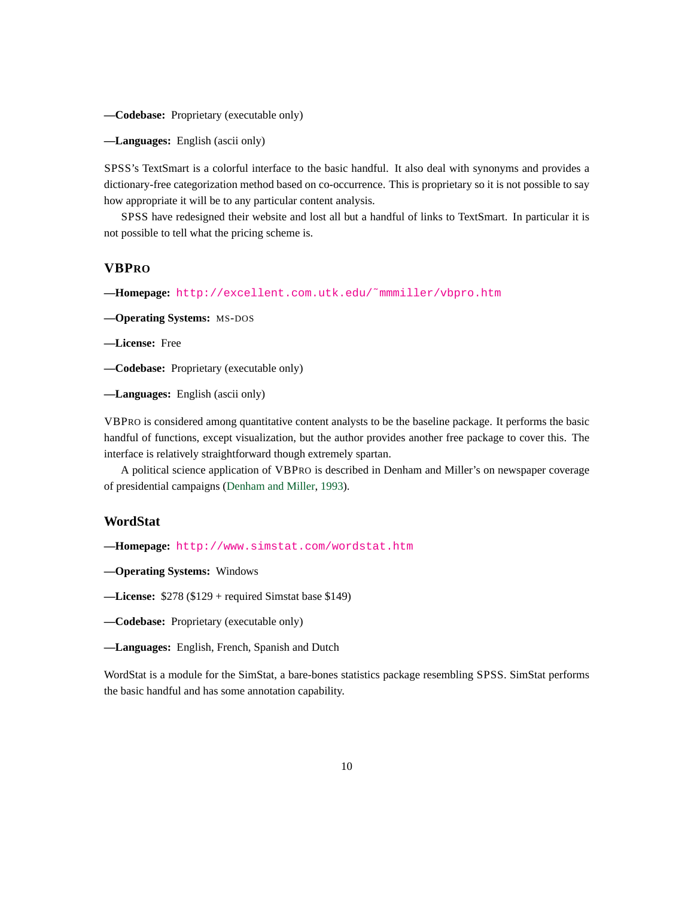—**Codebase:** Proprietary (executable only)

—**Languages:** English (ascii only)

SPSS's TextSmart is a colorful interface to the basic handful. It also deal with synonyms and provides a dictionary-free categorization method based on co-occurrence. This is proprietary so it is not possible to say how appropriate it will be to any particular content analysis.

SPSS have redesigned their website and lost all but a handful of links to TextSmart. In particular it is not possible to tell what the pricing scheme is.

### VBPro

—**Homepage:** http://excellent.com.utk.edu/~mmmiller/vbpro.htm

—**Operating Systems:** MS-DOS

—**License:** Free

—**Codebase:** Proprietary (executable only)

—**Languages:** English (ascii only)

VBPro is considered among quantitative content analysts to be the baseline package. It performs the basic handful of functions, except visualization, but the author provides another free package to cover this. The interface is relatively straightforward though extremely spartan.

A political science application of VBPro is described in Denham and Miller's on newspaper coverage of presidential campaigns (Denham and Miller, 1993).

### WordStat

—**Homepage:** http://www.simstat.com/wordstat.htm

—**Operating Systems:** Windows

—**License:** $278 ($129 + required Simstat base $149)

—**Codebase:** Proprietary (executable only)

—**Languages:** English, French, Spanish and Dutch

WordStat is a module for the SimStat, a bare-bones statistics package resembling SPSS. SimStat performs the basic handful and has some annotation capability.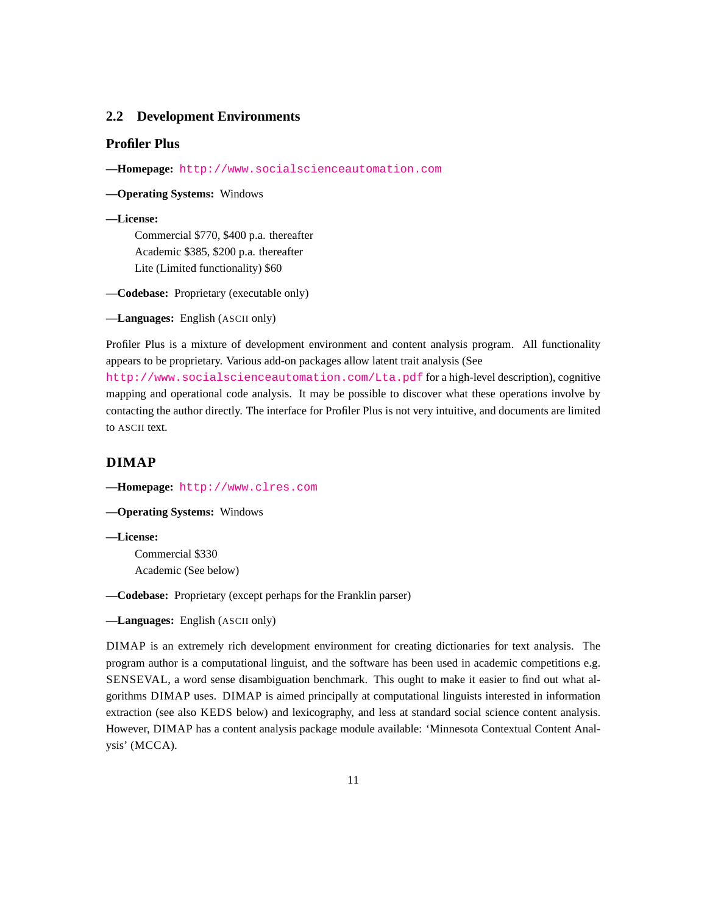## 2.2 Development Environments

### Profiler Plus

**—Homepage:** http://www.socialscienceautomation.com

**—Operating Systems:** Windows

**—License:**

Commercial \$770, \$400 p.a. thereafter
Academic \$385, \$200 p.a. thereafter
Lite (Limited functionality) \$60

**—Codebase:** Proprietary (executable only)

**—Languages:** English (ASCII only)

Profiler Plus is a mixture of development environment and content analysis program. All functionality appears to be proprietary. Various add-on packages allow latent trait analysis (See http://www.socialscienceautomation.com/Lta.pdf for a high-level description), cognitive mapping and operational code analysis. It may be possible to discover what these operations involve by contacting the author directly. The interface for Profiler Plus is not very intuitive, and documents are limited to ASCII text.

### DIMAP

**—Homepage:** http://www.clres.com

**—Operating Systems:** Windows

**—License:**

Commercial \$330
Academic (See below)

**—Codebase:** Proprietary (except perhaps for the Franklin parser)

**—Languages:** English (ASCII only)

DIMAP is an extremely rich development environment for creating dictionaries for text analysis. The program author is a computational linguist, and the software has been used in academic competitions e.g. SENSEVAL, a word sense disambiguation benchmark. This ought to make it easier to find out what algorithms DIMAP uses. DIMAP is aimed principally at computational linguists interested in information extraction (see also KEDS below) and lexicography, and less at standard social science content analysis. However, DIMAP has a content analysis package module available: 'Minnesota Contextual Content Analysis' (MCCA).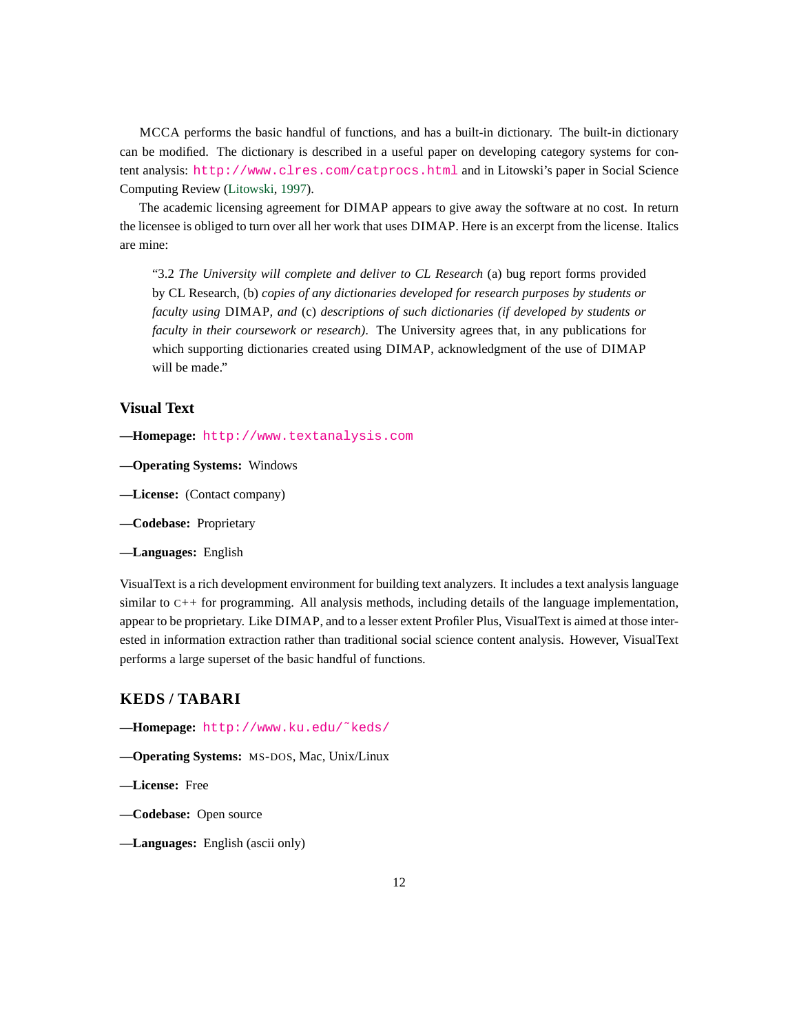MCCA performs the basic handful of functions, and has a built-in dictionary. The built-in dictionary can be modified. The dictionary is described in a useful paper on developing category systems for content analysis: http://www.clres.com/catprocs.html and in Litowski's paper in Social Science Computing Review (Litowski, 1997).

The academic licensing agreement for DIMAP appears to give away the software at no cost. In return the licensee is obliged to turn over all her work that uses DIMAP. Here is an excerpt from the license. Italics are mine:

> "3.2 *The University will complete and deliver to CL Research* (a) bug report forms provided by CL Research, (b) *copies of any dictionaries developed for research purposes by students or faculty using* DIMAP*, and* (c) *descriptions of such dictionaries (if developed by students or faculty in their coursework or research)*. The University agrees that, in any publications for which supporting dictionaries created using DIMAP, acknowledgment of the use of DIMAP will be made."

### Visual Text

**—Homepage:** http://www.textanalysis.com

**—Operating Systems:** Windows

**—License:** (Contact company)

**—Codebase:** Proprietary

**—Languages:** English

VisualText is a rich development environment for building text analyzers. It includes a text analysis language similar to C++ for programming. All analysis methods, including details of the language implementation, appear to be proprietary. Like DIMAP, and to a lesser extent Profiler Plus, VisualText is aimed at those interested in information extraction rather than traditional social science content analysis. However, VisualText performs a large superset of the basic handful of functions.

### KEDS / TABARI

**—Homepage:** http://www.ku.edu/~keds/

**—Operating Systems:** MS-DOS, Mac, Unix/Linux

**—License:** Free

**—Codebase:** Open source

**—Languages:** English (ascii only)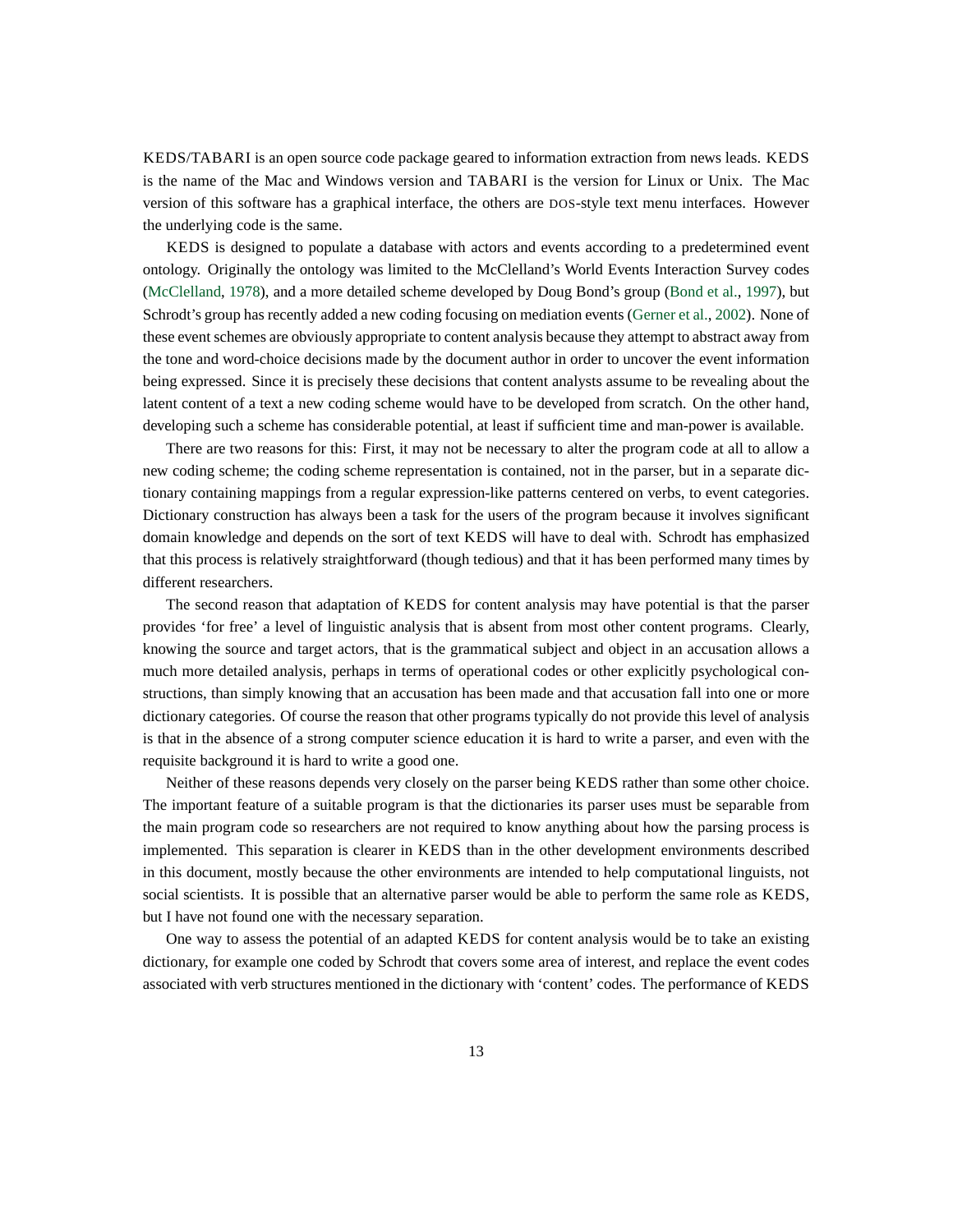KEDS/TABARI is an open source code package geared to information extraction from news leads. KEDS is the name of the Mac and Windows version and TABARI is the version for Linux or Unix. The Mac version of this software has a graphical interface, the others are DOS-style text menu interfaces. However the underlying code is the same.

KEDS is designed to populate a database with actors and events according to a predetermined event ontology. Originally the ontology was limited to the McClelland's World Events Interaction Survey codes (McClelland, 1978), and a more detailed scheme developed by Doug Bond's group (Bond et al., 1997), but Schrodt's group has recently added a new coding focusing on mediation events (Gerner et al., 2002). None of these event schemes are obviously appropriate to content analysis because they attempt to abstract away from the tone and word-choice decisions made by the document author in order to uncover the event information being expressed. Since it is precisely these decisions that content analysts assume to be revealing about the latent content of a text a new coding scheme would have to be developed from scratch. On the other hand, developing such a scheme has considerable potential, at least if sufficient time and man-power is available.

There are two reasons for this: First, it may not be necessary to alter the program code at all to allow a new coding scheme; the coding scheme representation is contained, not in the parser, but in a separate dictionary containing mappings from a regular expression-like patterns centered on verbs, to event categories. Dictionary construction has always been a task for the users of the program because it involves significant domain knowledge and depends on the sort of text KEDS will have to deal with. Schrodt has emphasized that this process is relatively straightforward (though tedious) and that it has been performed many times by different researchers.

The second reason that adaptation of KEDS for content analysis may have potential is that the parser provides 'for free' a level of linguistic analysis that is absent from most other content programs. Clearly, knowing the source and target actors, that is the grammatical subject and object in an accusation allows a much more detailed analysis, perhaps in terms of operational codes or other explicitly psychological constructions, than simply knowing that an accusation has been made and that accusation fall into one or more dictionary categories. Of course the reason that other programs typically do not provide this level of analysis is that in the absence of a strong computer science education it is hard to write a parser, and even with the requisite background it is hard to write a good one.

Neither of these reasons depends very closely on the parser being KEDS rather than some other choice. The important feature of a suitable program is that the dictionaries its parser uses must be separable from the main program code so researchers are not required to know anything about how the parsing process is implemented. This separation is clearer in KEDS than in the other development environments described in this document, mostly because the other environments are intended to help computational linguists, not social scientists. It is possible that an alternative parser would be able to perform the same role as KEDS, but I have not found one with the necessary separation.

One way to assess the potential of an adapted KEDS for content analysis would be to take an existing dictionary, for example one coded by Schrodt that covers some area of interest, and replace the event codes associated with verb structures mentioned in the dictionary with 'content' codes. The performance of KEDS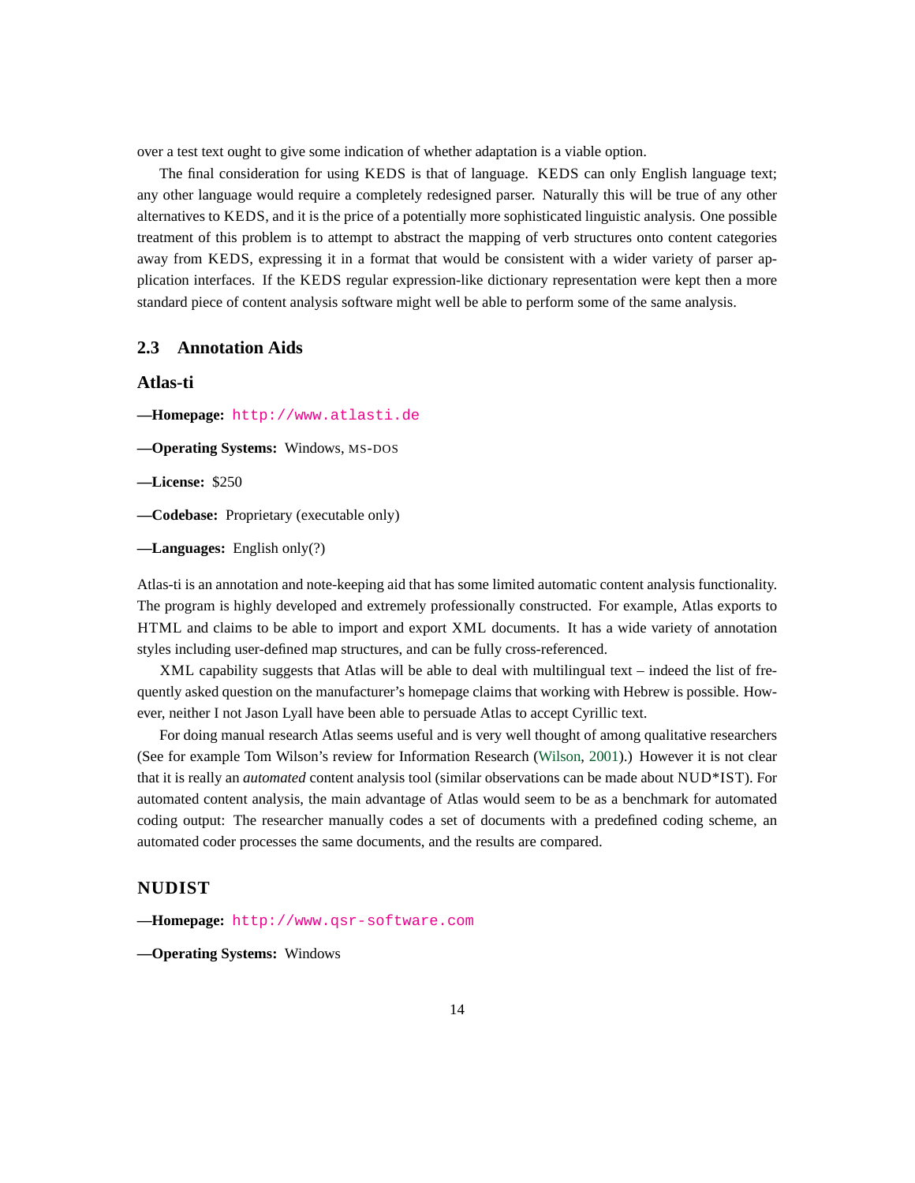over a test text ought to give some indication of whether adaptation is a viable option.

The final consideration for using KEDS is that of language. KEDS can only English language text; any other language would require a completely redesigned parser. Naturally this will be true of any other alternatives to KEDS, and it is the price of a potentially more sophisticated linguistic analysis. One possible treatment of this problem is to attempt to abstract the mapping of verb structures onto content categories away from KEDS, expressing it in a format that would be consistent with a wider variety of parser application interfaces. If the KEDS regular expression-like dictionary representation were kept then a more standard piece of content analysis software might well be able to perform some of the same analysis.

## 2.3 Annotation Aids

### Atlas-ti

**—Homepage:** http://www.atlasti.de

**—Operating Systems:** Windows, MS-DOS

**—License:** $250

**—Codebase:** Proprietary (executable only)

**—Languages:** English only(?)

Atlas-ti is an annotation and note-keeping aid that has some limited automatic content analysis functionality. The program is highly developed and extremely professionally constructed. For example, Atlas exports to HTML and claims to be able to import and export XML documents. It has a wide variety of annotation styles including user-defined map structures, and can be fully cross-referenced.

XML capability suggests that Atlas will be able to deal with multilingual text – indeed the list of frequently asked question on the manufacturer's homepage claims that working with Hebrew is possible. However, neither I not Jason Lyall have been able to persuade Atlas to accept Cyrillic text.

For doing manual research Atlas seems useful and is very well thought of among qualitative researchers (See for example Tom Wilson's review for Information Research (Wilson, 2001).) However it is not clear that it is really an *automated* content analysis tool (similar observations can be made about NUD*IST). For automated content analysis, the main advantage of Atlas would seem to be as a benchmark for automated coding output: The researcher manually codes a set of documents with a predefined coding scheme, an automated coder processes the same documents, and the results are compared.

### NUDIST

**—Homepage:** http://www.qsr-software.com

**—Operating Systems:** Windows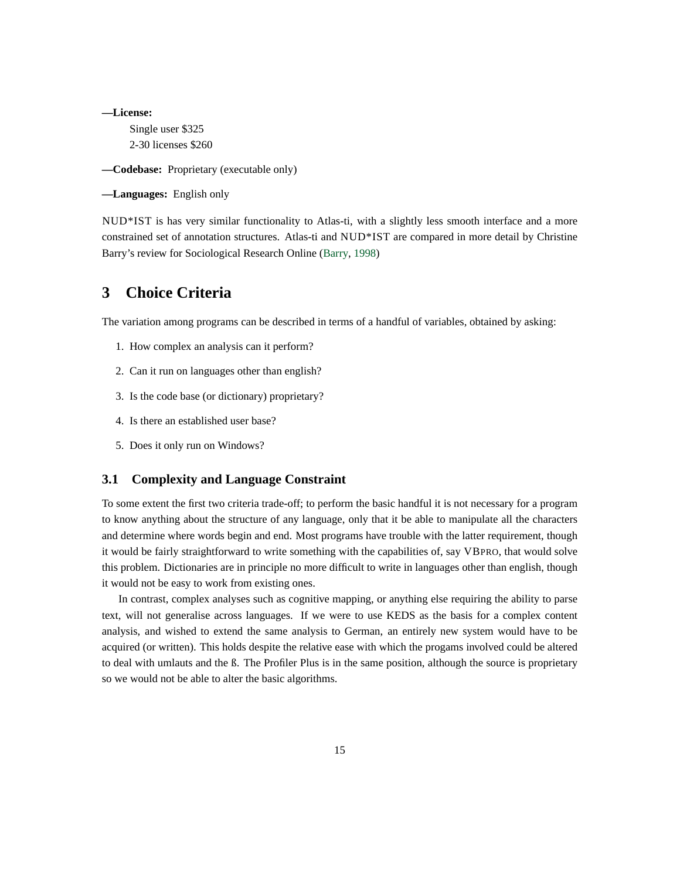**—License:**

Single user $325
2-30 licenses $260

**—Codebase:** Proprietary (executable only)

**—Languages:** English only

NUD*IST is has very similar functionality to Atlas-ti, with a slightly less smooth interface and a more constrained set of annotation structures. Atlas-ti and NUD*IST are compared in more detail by Christine Barry's review for Sociological Research Online (Barry, 1998)

# 3 Choice Criteria

The variation among programs can be described in terms of a handful of variables, obtained by asking:

1. How complex an analysis can it perform?
2. Can it run on languages other than english?
3. Is the code base (or dictionary) proprietary?
4. Is there an established user base?
5. Does it only run on Windows?

## 3.1 Complexity and Language Constraint

To some extent the first two criteria trade-off; to perform the basic handful it is not necessary for a program to know anything about the structure of any language, only that it be able to manipulate all the characters and determine where words begin and end. Most programs have trouble with the latter requirement, though it would be fairly straightforward to write something with the capabilities of, say VBPRO, that would solve this problem. Dictionaries are in principle no more difficult to write in languages other than english, though it would not be easy to work from existing ones.

In contrast, complex analyses such as cognitive mapping, or anything else requiring the ability to parse text, will not generalise across languages. If we were to use KEDS as the basis for a complex content analysis, and wished to extend the same analysis to German, an entirely new system would have to be acquired (or written). This holds despite the relative ease with which the progams involved could be altered to deal with umlauts and the ß. The Profiler Plus is in the same position, although the source is proprietary so we would not be able to alter the basic algorithms.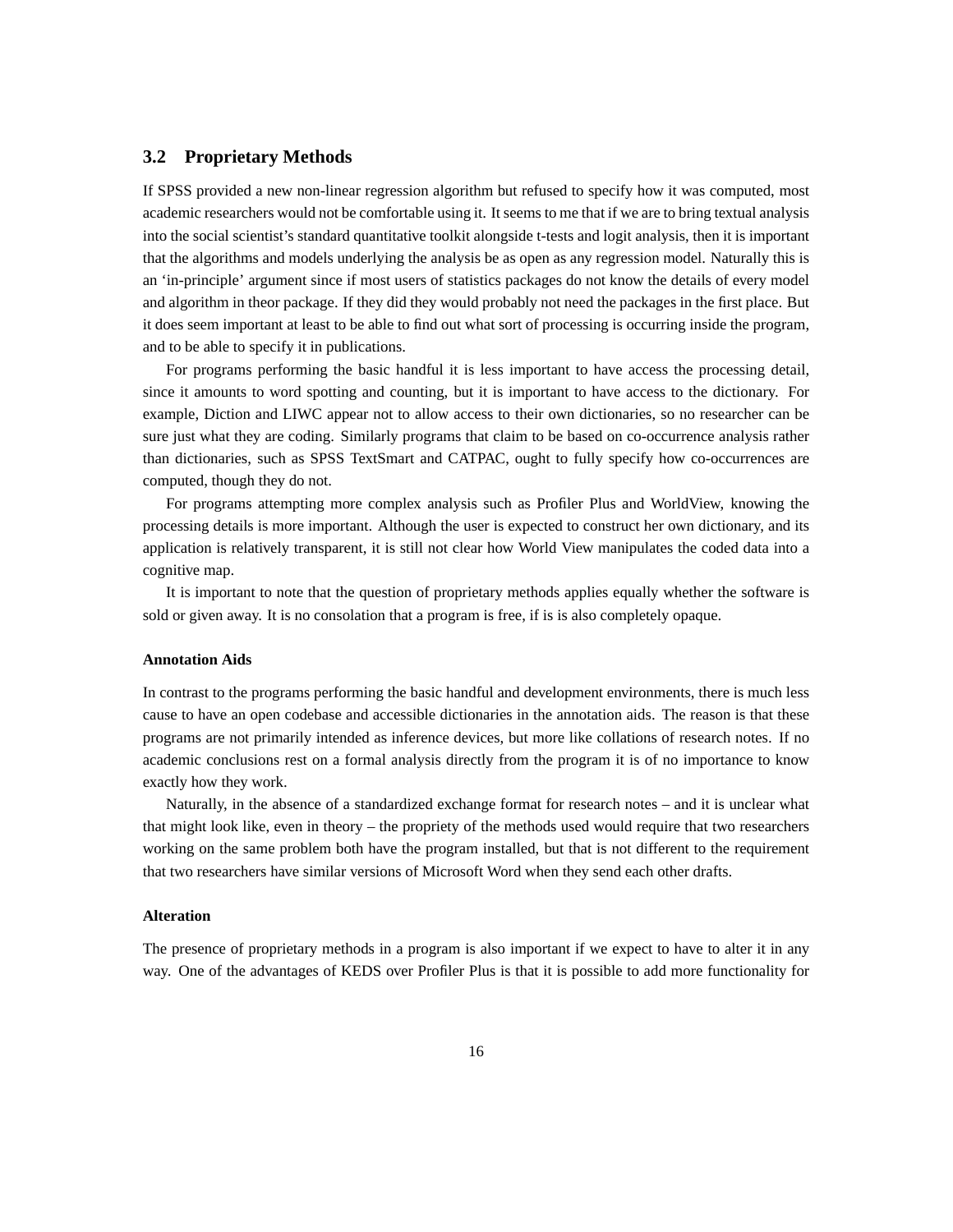## 3.2 Proprietary Methods

If SPSS provided a new non-linear regression algorithm but refused to specify how it was computed, most academic researchers would not be comfortable using it. It seems to me that if we are to bring textual analysis into the social scientist's standard quantitative toolkit alongside t-tests and logit analysis, then it is important that the algorithms and models underlying the analysis be as open as any regression model. Naturally this is an 'in-principle' argument since if most users of statistics packages do not know the details of every model and algorithm in theor package. If they did they would probably not need the packages in the first place. But it does seem important at least to be able to find out what sort of processing is occurring inside the program, and to be able to specify it in publications.

For programs performing the basic handful it is less important to have access the processing detail, since it amounts to word spotting and counting, but it is important to have access to the dictionary. For example, Diction and LIWC appear not to allow access to their own dictionaries, so no researcher can be sure just what they are coding. Similarly programs that claim to be based on co-occurrence analysis rather than dictionaries, such as SPSS TextSmart and CATPAC, ought to fully specify how co-occurrences are computed, though they do not.

For programs attempting more complex analysis such as Profiler Plus and WorldView, knowing the processing details is more important. Although the user is expected to construct her own dictionary, and its application is relatively transparent, it is still not clear how World View manipulates the coded data into a cognitive map.

It is important to note that the question of proprietary methods applies equally whether the software is sold or given away. It is no consolation that a program is free, if is is also completely opaque.

#### Annotation Aids

In contrast to the programs performing the basic handful and development environments, there is much less cause to have an open codebase and accessible dictionaries in the annotation aids. The reason is that these programs are not primarily intended as inference devices, but more like collations of research notes. If no academic conclusions rest on a formal analysis directly from the program it is of no importance to know exactly how they work.

Naturally, in the absence of a standardized exchange format for research notes – and it is unclear what that might look like, even in theory – the propriety of the methods used would require that two researchers working on the same problem both have the program installed, but that is not different to the requirement that two researchers have similar versions of Microsoft Word when they send each other drafts.

#### Alteration

The presence of proprietary methods in a program is also important if we expect to have to alter it in any way. One of the advantages of KEDS over Profiler Plus is that it is possible to add more functionality for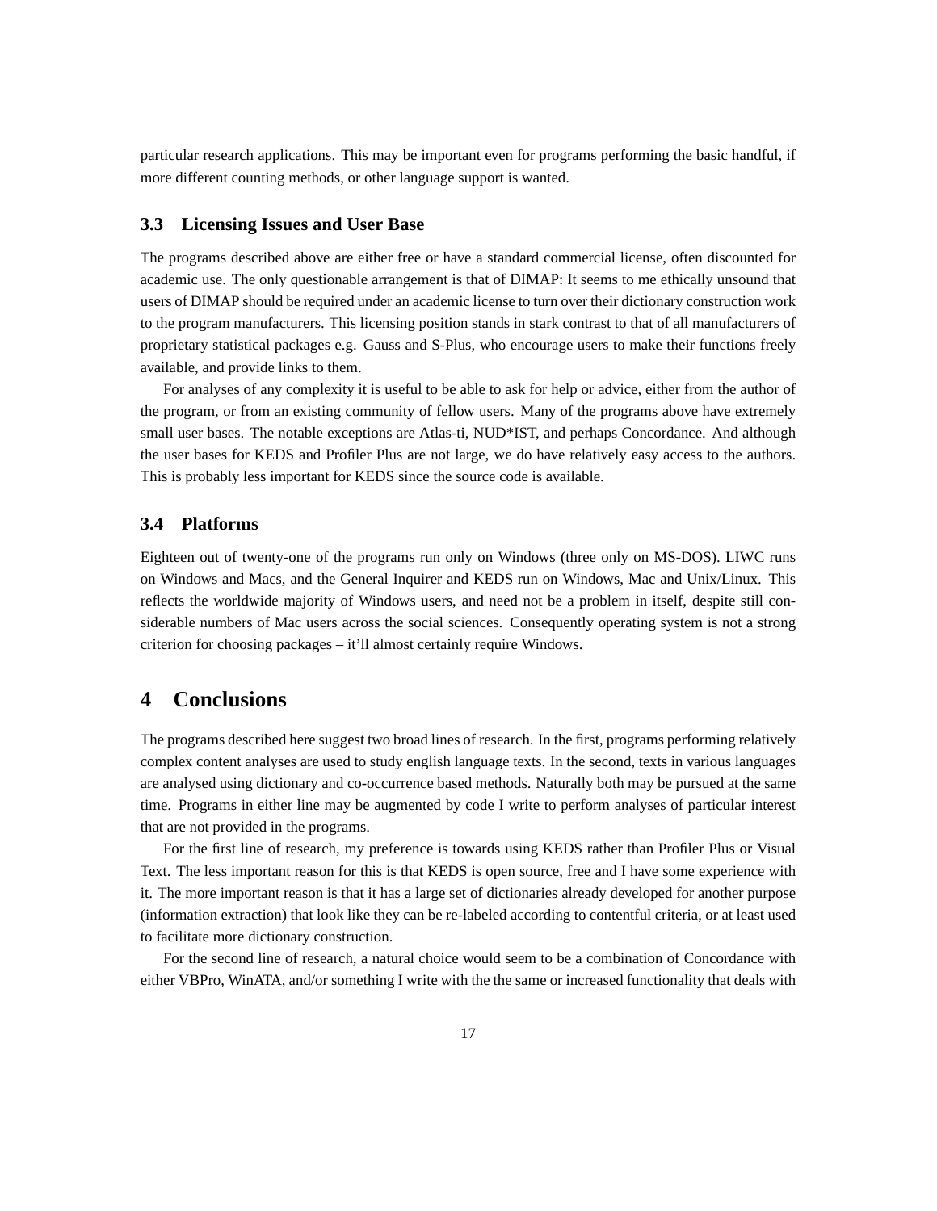particular research applications. This may be important even for programs performing the basic handful, if more different counting methods, or other language support is wanted.

### 3.3 Licensing Issues and User Base

The programs described above are either free or have a standard commercial license, often discounted for academic use. The only questionable arrangement is that of DIMAP: It seems to me ethically unsound that users of DIMAP should be required under an academic license to turn over their dictionary construction work to the program manufacturers. This licensing position stands in stark contrast to that of all manufacturers of proprietary statistical packages e.g. Gauss and S-Plus, who encourage users to make their functions freely available, and provide links to them.

For analyses of any complexity it is useful to be able to ask for help or advice, either from the author of the program, or from an existing community of fellow users. Many of the programs above have extremely small user bases. The notable exceptions are Atlas-ti, NUD*IST, and perhaps Concordance. And although the user bases for KEDS and Profiler Plus are not large, we do have relatively easy access to the authors. This is probably less important for KEDS since the source code is available.

### 3.4 Platforms

Eighteen out of twenty-one of the programs run only on Windows (three only on MS-DOS). LIWC runs on Windows and Macs, and the General Inquirer and KEDS run on Windows, Mac and Unix/Linux. This reflects the worldwide majority of Windows users, and need not be a problem in itself, despite still considerable numbers of Mac users across the social sciences. Consequently operating system is not a strong criterion for choosing packages – it'll almost certainly require Windows.

## 4 Conclusions

The programs described here suggest two broad lines of research. In the first, programs performing relatively complex content analyses are used to study english language texts. In the second, texts in various languages are analysed using dictionary and co-occurrence based methods. Naturally both may be pursued at the same time. Programs in either line may be augmented by code I write to perform analyses of particular interest that are not provided in the programs.

For the first line of research, my preference is towards using KEDS rather than Profiler Plus or Visual Text. The less important reason for this is that KEDS is open source, free and I have some experience with it. The more important reason is that it has a large set of dictionaries already developed for another purpose (information extraction) that look like they can be re-labeled according to contentful criteria, or at least used to facilitate more dictionary construction.

For the second line of research, a natural choice would seem to be a combination of Concordance with either VBPro, WinATA, and/or something I write with the the same or increased functionality that deals with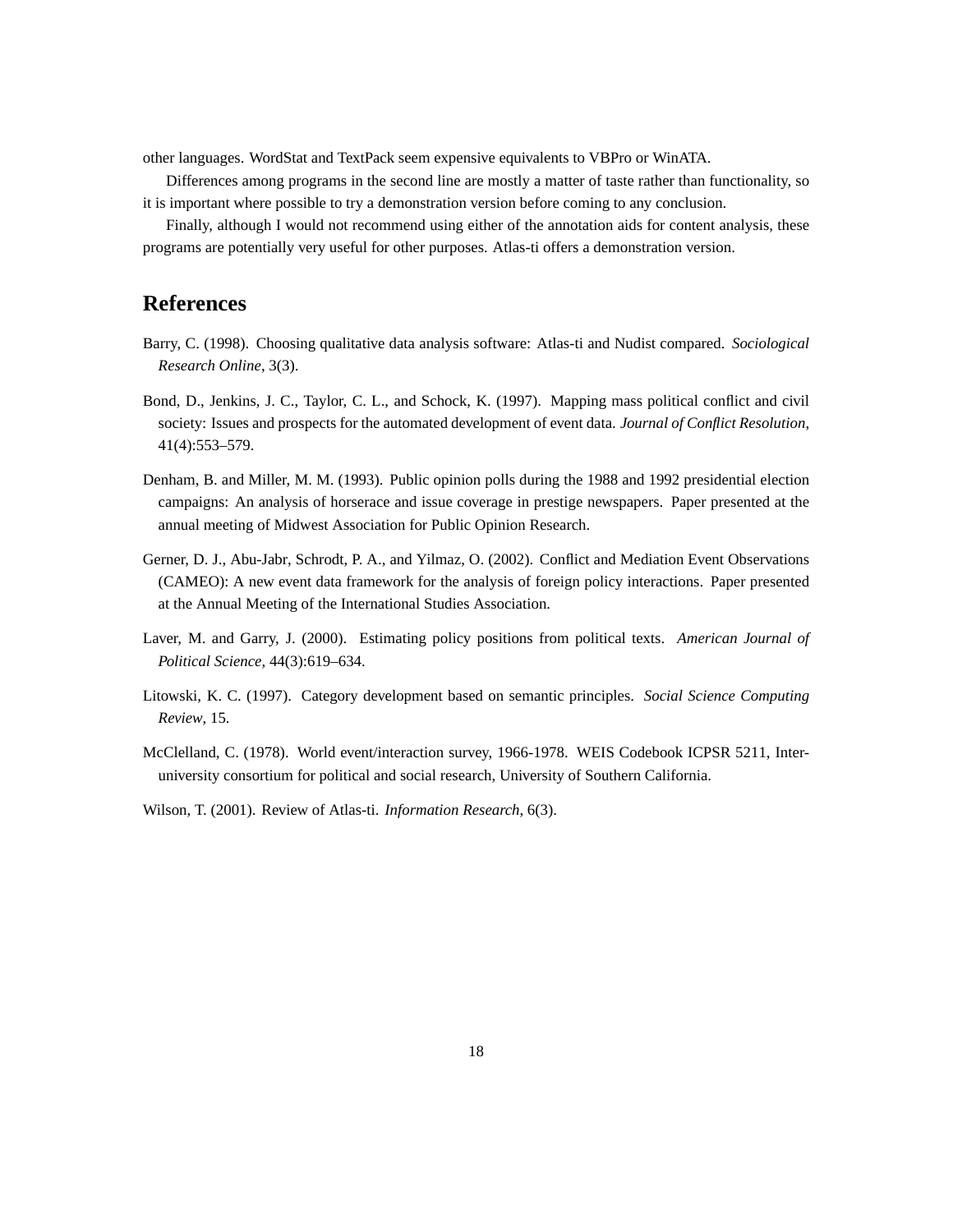other languages. WordStat and TextPack seem expensive equivalents to VBPro or WinATA.

Differences among programs in the second line are mostly a matter of taste rather than functionality, so it is important where possible to try a demonstration version before coming to any conclusion.

Finally, although I would not recommend using either of the annotation aids for content analysis, these programs are potentially very useful for other purposes. Atlas-ti offers a demonstration version.

## References

Barry, C. (1998). Choosing qualitative data analysis software: Atlas-ti and Nudist compared. *Sociological Research Online*, 3(3).

Bond, D., Jenkins, J. C., Taylor, C. L., and Schock, K. (1997). Mapping mass political conflict and civil society: Issues and prospects for the automated development of event data. *Journal of Conflict Resolution*, 41(4):553–579.

Denham, B. and Miller, M. M. (1993). Public opinion polls during the 1988 and 1992 presidential election campaigns: An analysis of horserace and issue coverage in prestige newspapers. Paper presented at the annual meeting of Midwest Association for Public Opinion Research.

Gerner, D. J., Abu-Jabr, Schrodt, P. A., and Yilmaz, O. (2002). Conflict and Mediation Event Observations (CAMEO): A new event data framework for the analysis of foreign policy interactions. Paper presented at the Annual Meeting of the International Studies Association.

Laver, M. and Garry, J. (2000). Estimating policy positions from political texts. *American Journal of Political Science*, 44(3):619–634.

Litowski, K. C. (1997). Category development based on semantic principles. *Social Science Computing Review*, 15.

McClelland, C. (1978). World event/interaction survey, 1966-1978. WEIS Codebook ICPSR 5211, Inter-university consortium for political and social research, University of Southern California.

Wilson, T. (2001). Review of Atlas-ti. *Information Research*, 6(3).